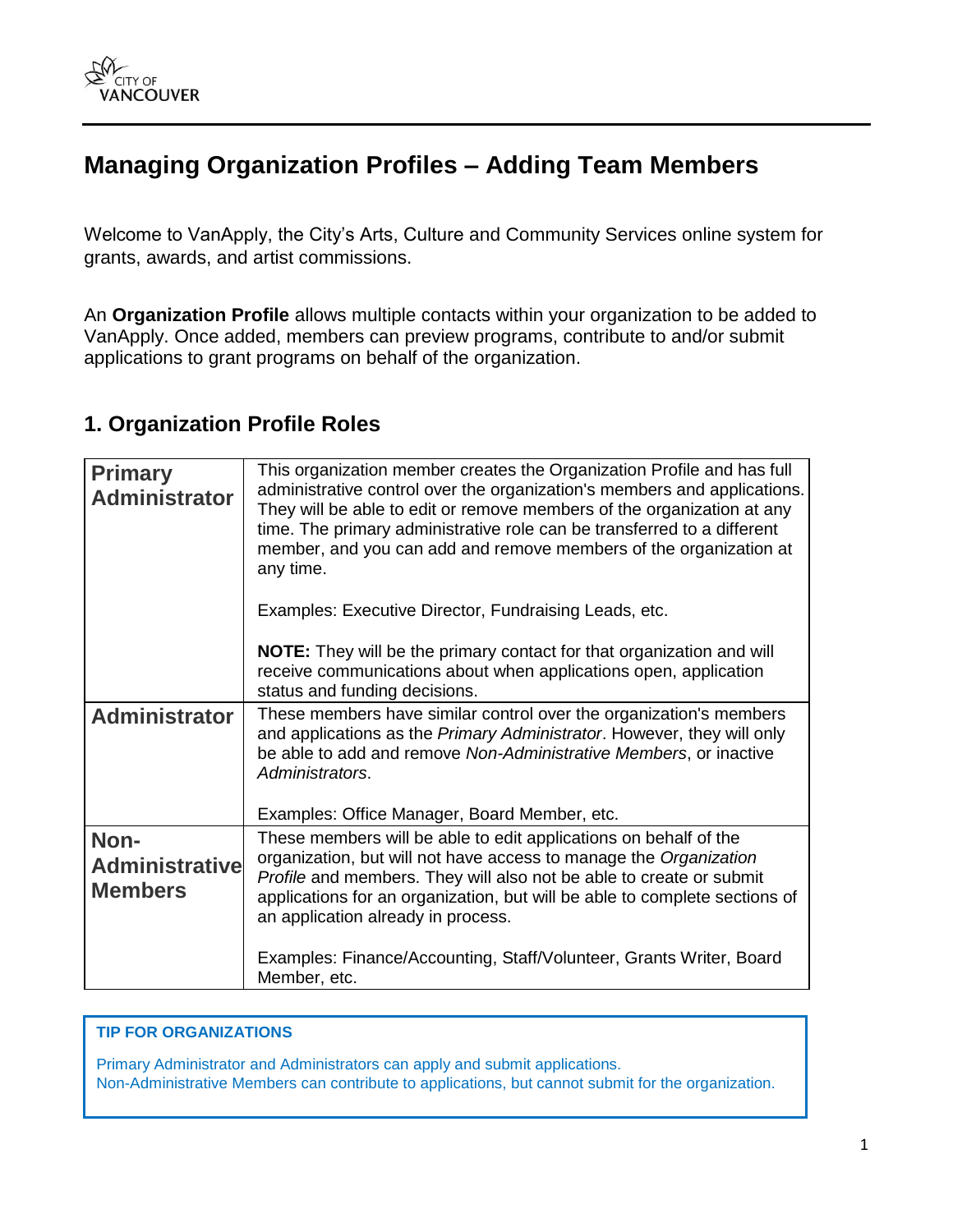# Managing Organization Profiles – Adding Team Members

Welcome to VanApply, the City's Arts, Culture and Community Services online system for grants, awards, and artist commissions.

An **Organization Profile** allows multiple contacts within your organization to be added to VanApply. Once added, members can preview programs, contribute to and/or submit applications to grant programs on behalf of the organization.

## 1. Organization Profile Roles

| | |
|---|---|
| **Primary Administrator** | This organization member creates the Organization Profile and has full administrative control over the organization's members and applications. They will be able to edit or remove members of the organization at any time. The primary administrative role can be transferred to a different member, and you can add and remove members of the organization at any time.<br><br>Examples: Executive Director, Fundraising Leads, etc.<br><br>**NOTE:** They will be the primary contact for that organization and will receive communications about when applications open, application status and funding decisions. |
| **Administrator** | These members have similar control over the organization's members and applications as the *Primary Administrator*. However, they will only be able to add and remove *Non-Administrative Members*, or inactive *Administrators*.<br><br>Examples: Office Manager, Board Member, etc. |
| **Non-Administrative Members** | These members will be able to edit applications on behalf of the organization, but will not have access to manage the *Organization Profile* and members. They will also not be able to create or submit applications for an organization, but will be able to complete sections of an application already in process.<br><br>Examples: Finance/Accounting, Staff/Volunteer, Grants Writer, Board Member, etc. |

**TIP FOR ORGANIZATIONS**

Primary Administrator and Administrators can apply and submit applications.
Non-Administrative Members can contribute to applications, but cannot submit for the organization.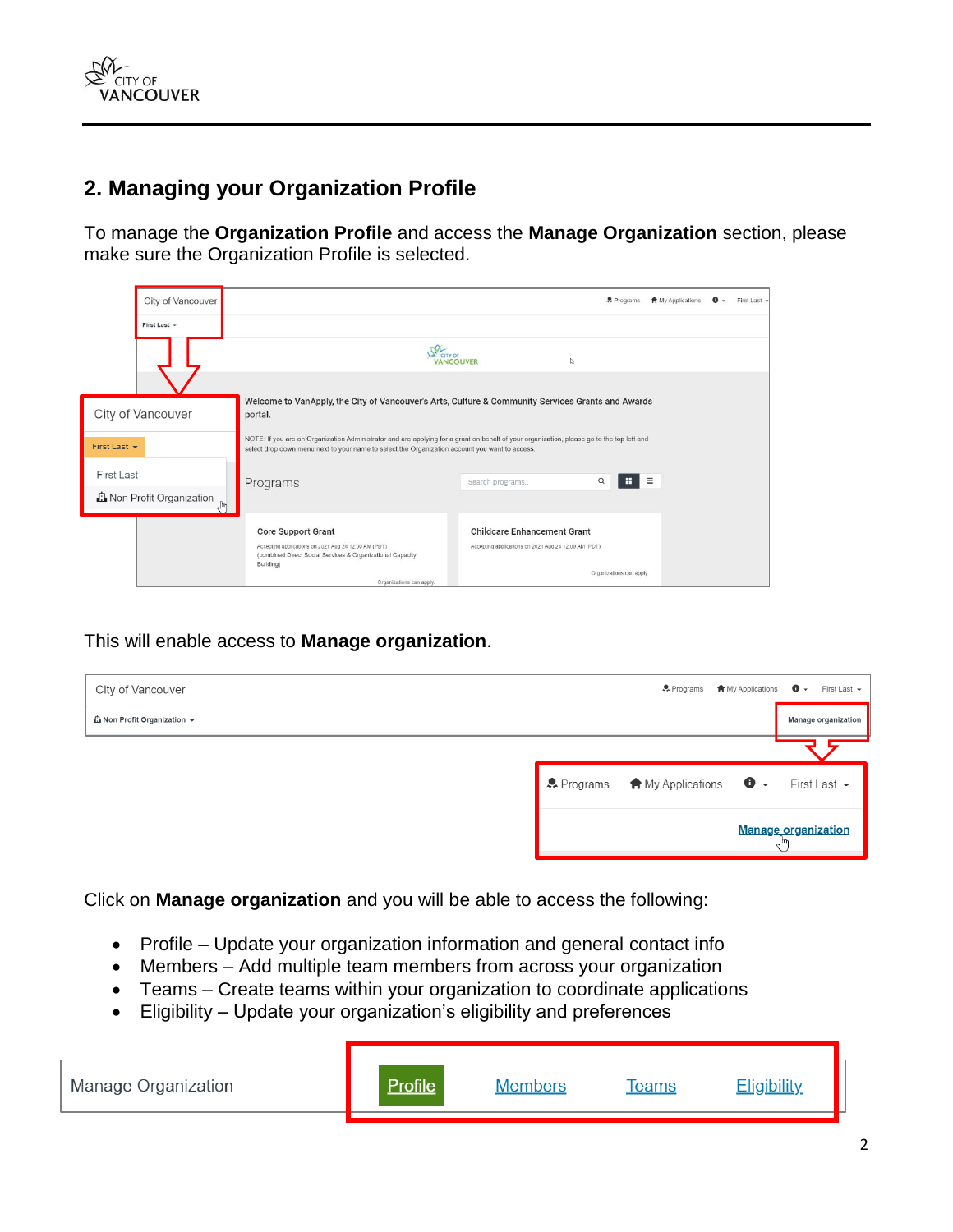## 2. Managing your Organization Profile

To manage the **Organization Profile** and access the **Manage Organization** section, please make sure the Organization Profile is selected.

This will enable access to **Manage organization**.

Click on **Manage organization** and you will be able to access the following:

- Profile – Update your organization information and general contact info
- Members – Add multiple team members from across your organization
- Teams – Create teams within your organization to coordinate applications
- Eligibility – Update your organization's eligibility and preferences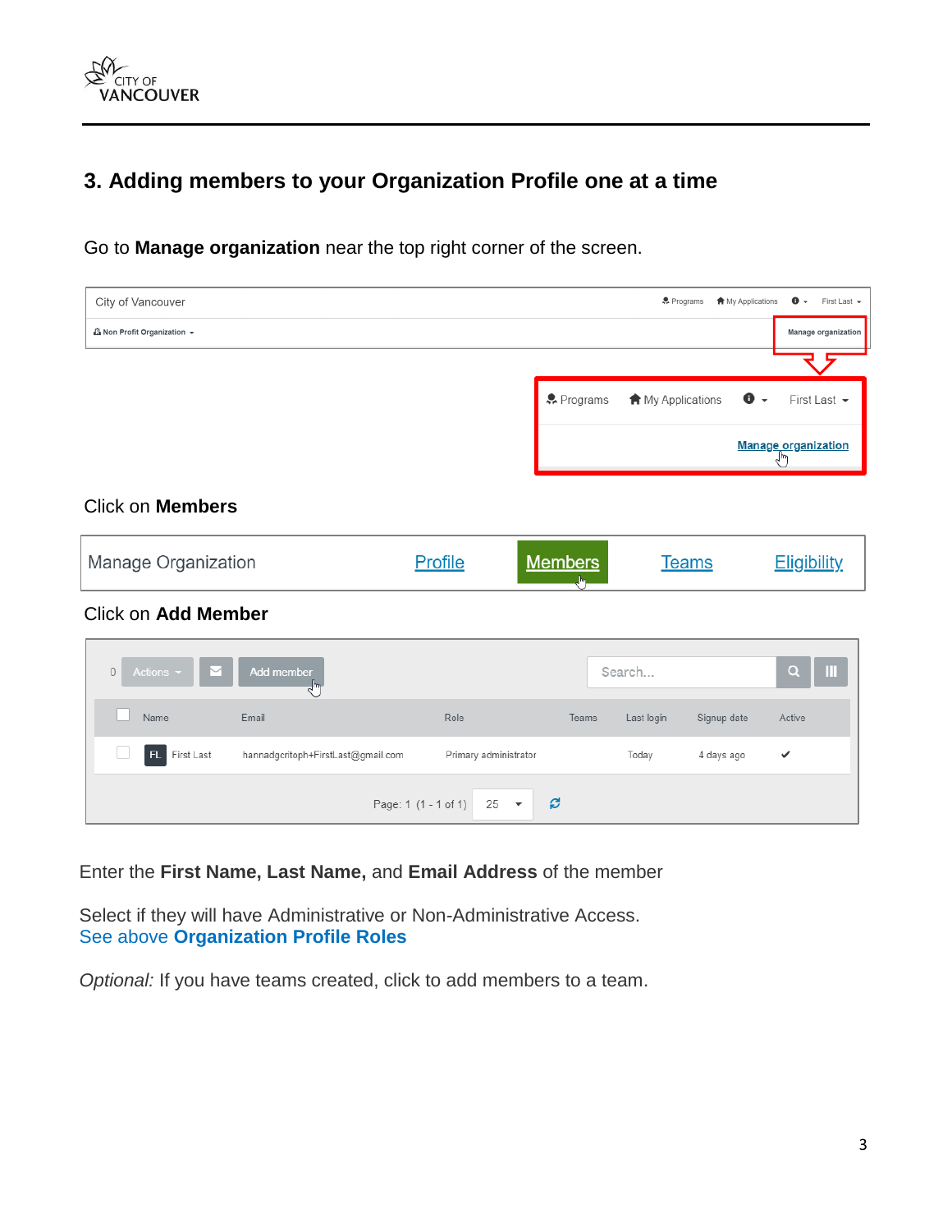## 3. Adding members to your Organization Profile one at a time

Go to **Manage organization** near the top right corner of the screen.

Click on **Members**

Click on **Add Member**

Enter the **First Name, Last Name,** and **Email Address** of the member

Select if they will have Administrative or Non-Administrative Access.
See above **Organization Profile Roles**

*Optional:* If you have teams created, click to add members to a team.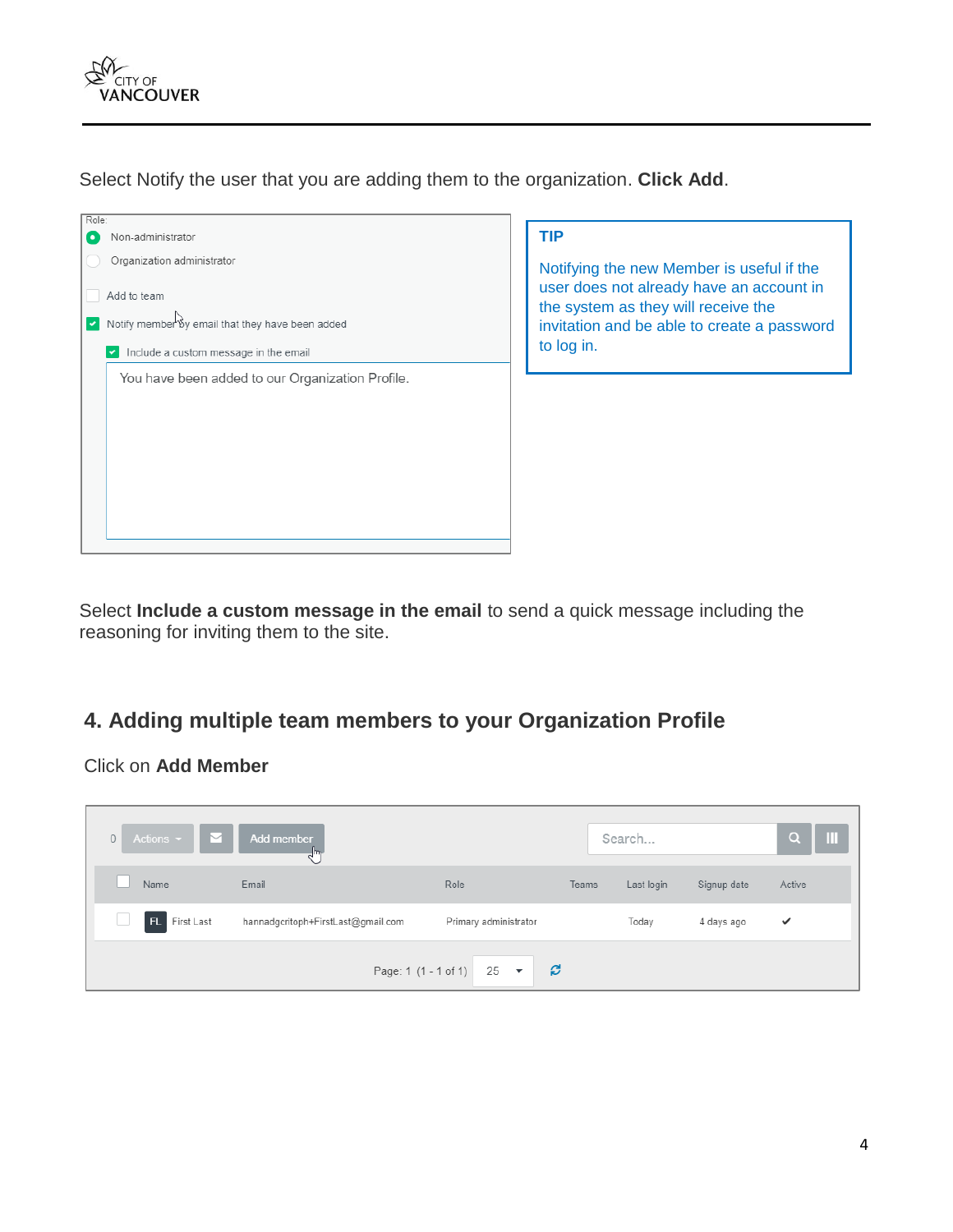Select Notify the user that you are adding them to the organization. **Click Add**.

> **TIP**
>
> Notifying the new Member is useful if the user does not already have an account in the system as they will receive the invitation and be able to create a password to log in.

Select **Include a custom message in the email** to send a quick message including the reasoning for inviting them to the site.

## 4. Adding multiple team members to your Organization Profile

Click on **Add Member**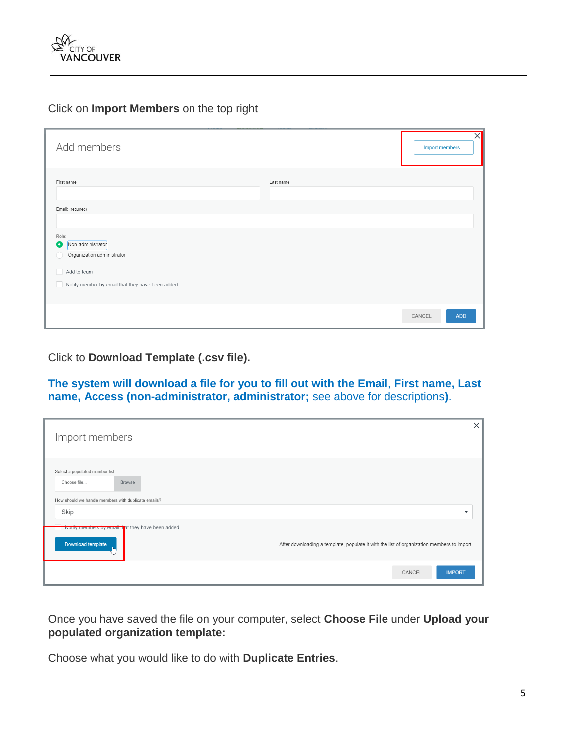Click on **Import Members** on the top right

Click to **Download Template (.csv file).**

**The system will download a file for you to fill out with the Email**, **First name, Last name, Access (non-administrator, administrator;** see above for descriptions**)**.

Once you have saved the file on your computer, select **Choose File** under **Upload your populated organization template:**

Choose what you would like to do with **Duplicate Entries**.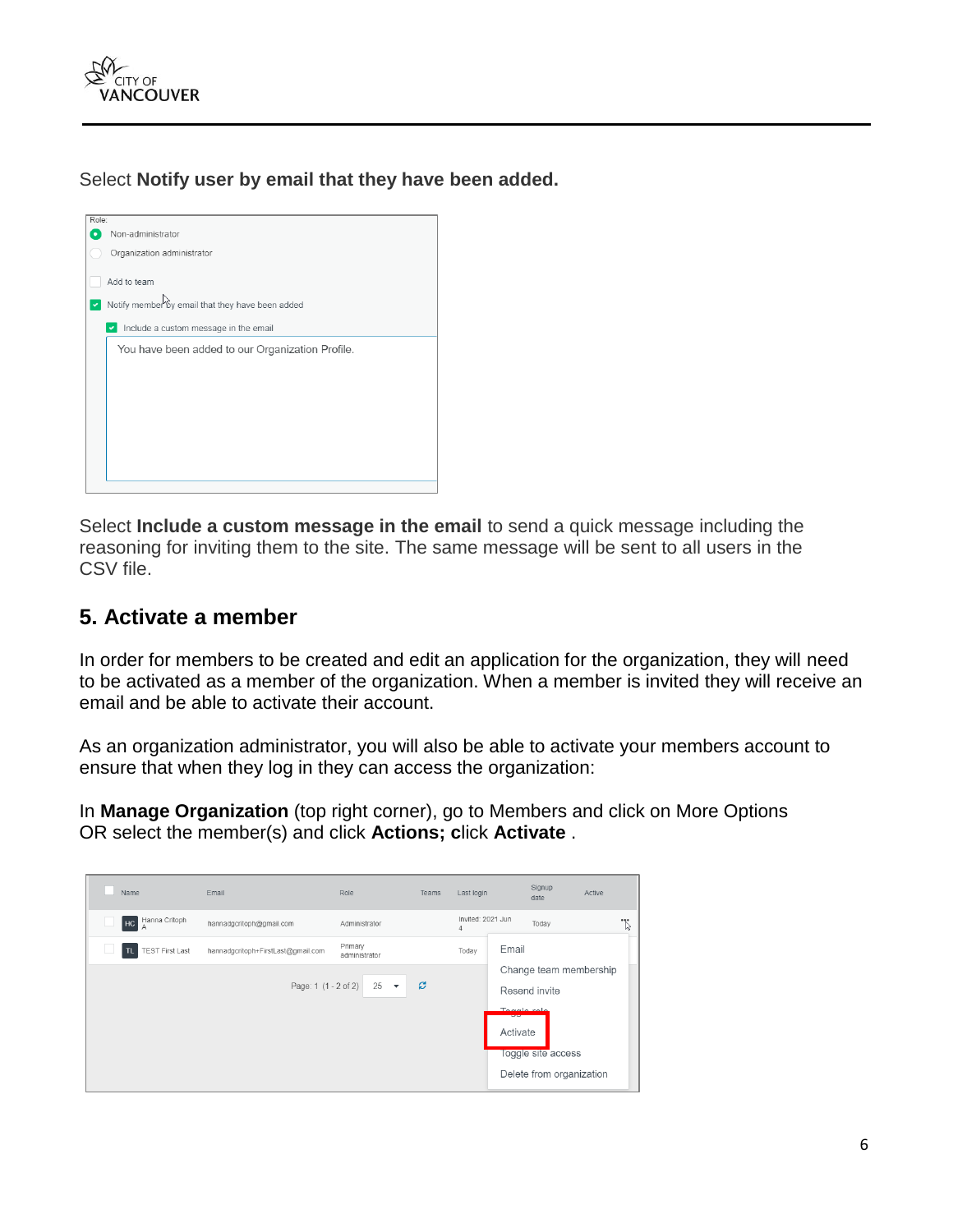Select **Notify user by email that they have been added.**

Select **Include a custom message in the email** to send a quick message including the reasoning for inviting them to the site. The same message will be sent to all users in the CSV file.

## 5. Activate a member

In order for members to be created and edit an application for the organization, they will need to be activated as a member of the organization. When a member is invited they will receive an email and be able to activate their account.

As an organization administrator, you will also be able to activate your members account to ensure that when they log in they can access the organization:

In **Manage Organization** (top right corner), go to Members and click on More Options OR select the member(s) and click **Actions; c**lick **Activate** .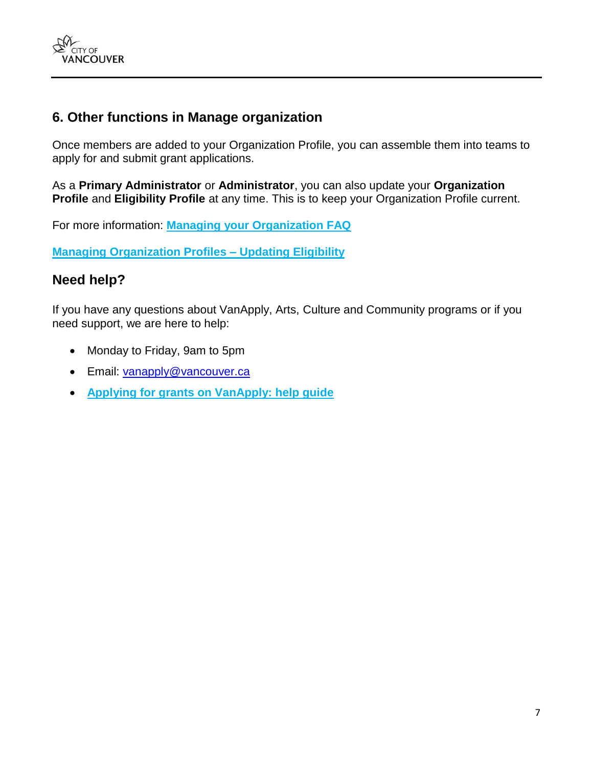## 6. Other functions in Manage organization

Once members are added to your Organization Profile, you can assemble them into teams to apply for and submit grant applications.

As a **Primary Administrator** or **Administrator**, you can also update your **Organization Profile** and **Eligibility Profile** at any time. This is to keep your Organization Profile current.

For more information: **Managing your Organization FAQ**

**Managing Organization Profiles – Updating Eligibility**

## Need help?

If you have any questions about VanApply, Arts, Culture and Community programs or if you need support, we are here to help:

- Monday to Friday, 9am to 5pm
- Email: vanapply@vancouver.ca
- **Applying for grants on VanApply: help guide**